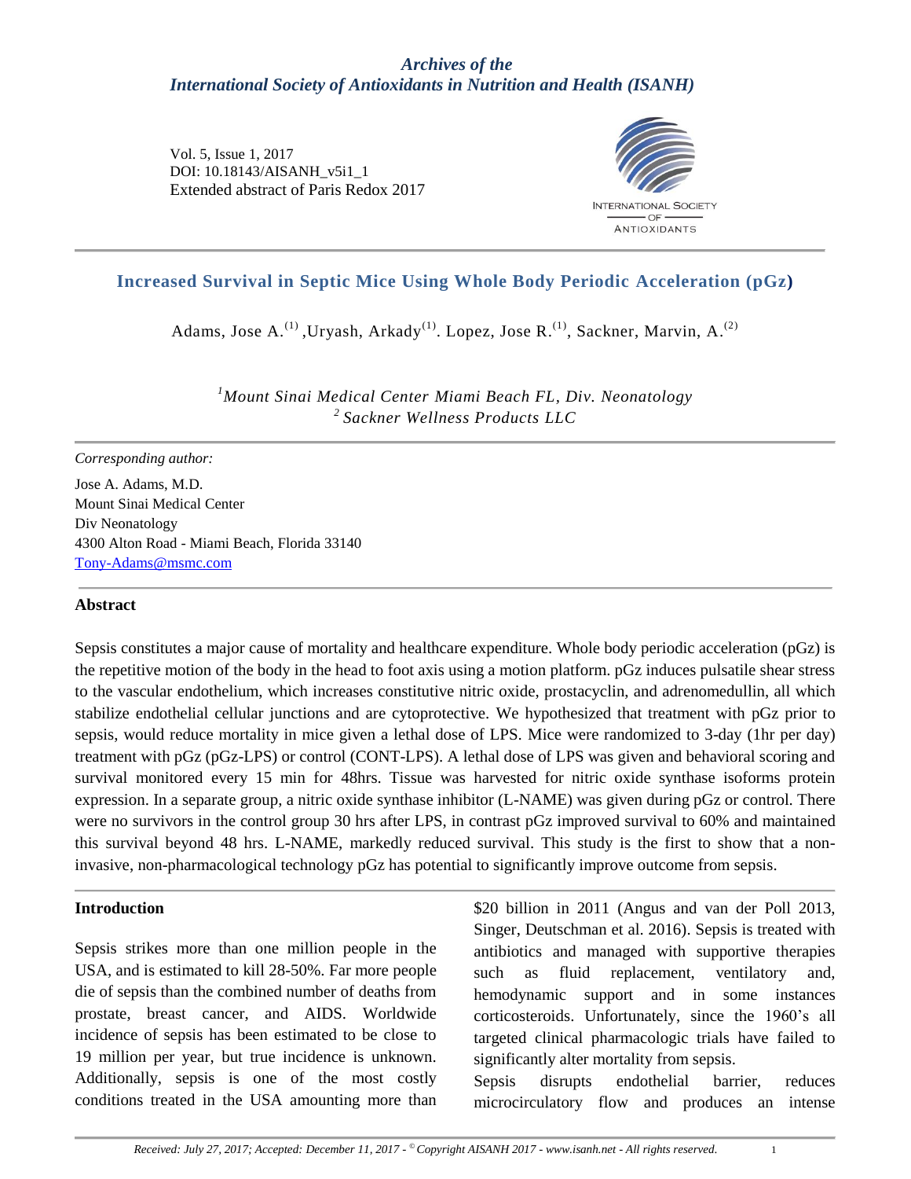*Archives of the*
*International Society of Antioxidants in Nutrition and Health (ISANH)*

Vol. 5, Issue 1, 2017
DOI: 10.18143/AISANH_v5i1_1
Extended abstract of Paris Redox 2017

# Increased Survival in Septic Mice Using Whole Body Periodic Acceleration (pGz)

Adams, Jose A.[1], Uryash, Arkady[1]. Lopez, Jose R.[1], Sackner, Marvin, A.[2]

*[1]Mount Sinai Medical Center Miami Beach FL, Div. Neonatology*
*[2] Sackner Wellness Products LLC*

*Corresponding author:*

Jose A. Adams, M.D.
Mount Sinai Medical Center
Div Neonatology
4300 Alton Road - Miami Beach, Florida 33140
Tony-Adams@msmc.com

## Abstract

Sepsis constitutes a major cause of mortality and healthcare expenditure. Whole body periodic acceleration (pGz) is the repetitive motion of the body in the head to foot axis using a motion platform. pGz induces pulsatile shear stress to the vascular endothelium, which increases constitutive nitric oxide, prostacyclin, and adrenomedullin, all which stabilize endothelial cellular junctions and are cytoprotective. We hypothesized that treatment with pGz prior to sepsis, would reduce mortality in mice given a lethal dose of LPS. Mice were randomized to 3-day (1hr per day) treatment with pGz (pGz-LPS) or control (CONT-LPS). A lethal dose of LPS was given and behavioral scoring and survival monitored every 15 min for 48hrs. Tissue was harvested for nitric oxide synthase isoforms protein expression. In a separate group, a nitric oxide synthase inhibitor (L-NAME) was given during pGz or control. There were no survivors in the control group 30 hrs after LPS, in contrast pGz improved survival to 60% and maintained this survival beyond 48 hrs. L-NAME, markedly reduced survival. This study is the first to show that a non-invasive, non-pharmacological technology pGz has potential to significantly improve outcome from sepsis.

## Introduction

Sepsis strikes more than one million people in the USA, and is estimated to kill 28-50%. Far more people die of sepsis than the combined number of deaths from prostate, breast cancer, and AIDS. Worldwide incidence of sepsis has been estimated to be close to 19 million per year, but true incidence is unknown. Additionally, sepsis is one of the most costly conditions treated in the USA amounting more than $20 billion in 2011 (Angus and van der Poll 2013, Singer, Deutschman et al. 2016). Sepsis is treated with antibiotics and managed with supportive therapies such as fluid replacement, ventilatory and, hemodynamic support and in some instances corticosteroids. Unfortunately, since the 1960's all targeted clinical pharmacologic trials have failed to significantly alter mortality from sepsis.

Sepsis disrupts endothelial barrier, reduces microcirculatory flow and produces an intense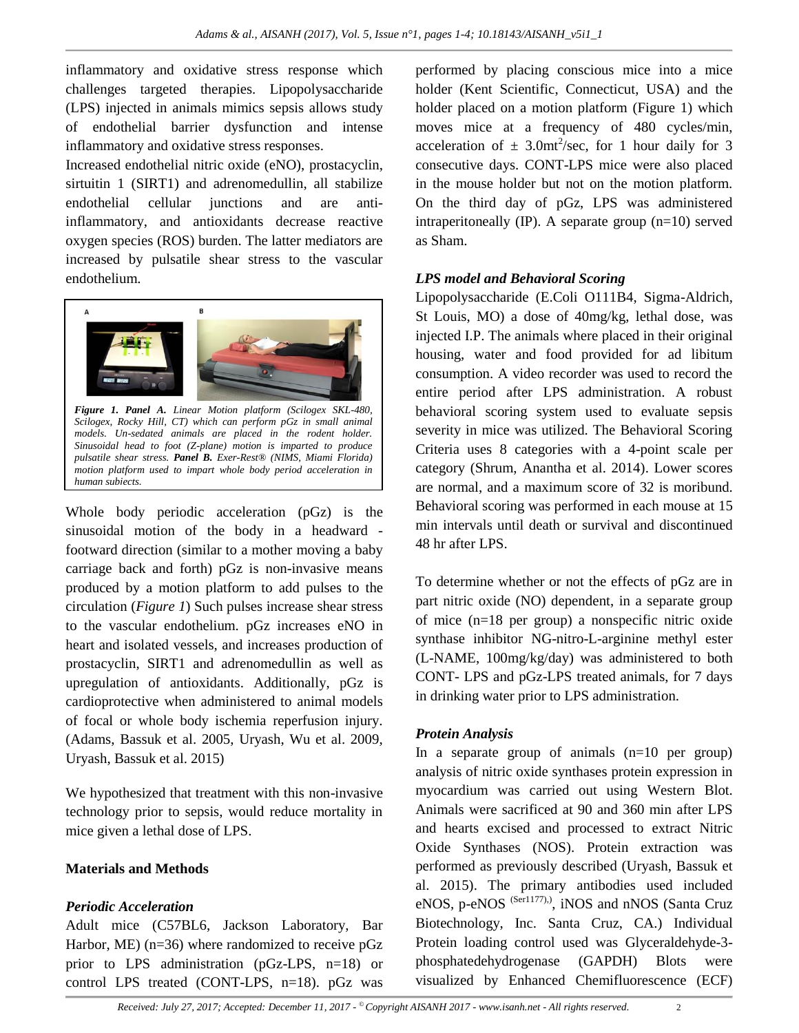inflammatory and oxidative stress response which challenges targeted therapies. Lipopolysaccharide (LPS) injected in animals mimics sepsis allows study of endothelial barrier dysfunction and intense inflammatory and oxidative stress responses.

Increased endothelial nitric oxide (eNO), prostacyclin, sirtuitin 1 (SIRT1) and adrenomedullin, all stabilize endothelial cellular junctions and are anti-inflammatory, and antioxidants decrease reactive oxygen species (ROS) burden. The latter mediators are increased by pulsatile shear stress to the vascular endothelium.

***Figure 1. Panel A.*** *Linear Motion platform (Scilogex SKL-480, Scilogex, Rocky Hill, CT) which can perform pGz in small animal models. Un-sedated animals are placed in the rodent holder. Sinusoidal head to foot (Z-plane) motion is imparted to produce pulsatile shear stress.* ***Panel B.*** *Exer-Rest® (NIMS, Miami Florida) motion platform used to impart whole body period acceleration in human subjects.*

Whole body periodic acceleration (pGz) is the sinusoidal motion of the body in a headward - footward direction (similar to a mother moving a baby carriage back and forth) pGz is non-invasive means produced by a motion platform to add pulses to the circulation (*Figure 1*) Such pulses increase shear stress to the vascular endothelium. pGz increases eNO in heart and isolated vessels, and increases production of prostacyclin, SIRT1 and adrenomedullin as well as upregulation of antioxidants. Additionally, pGz is cardioprotective when administered to animal models of focal or whole body ischemia reperfusion injury. (Adams, Bassuk et al. 2005, Uryash, Wu et al. 2009, Uryash, Bassuk et al. 2015)

We hypothesized that treatment with this non-invasive technology prior to sepsis, would reduce mortality in mice given a lethal dose of LPS.

## Materials and Methods

### *Periodic Acceleration*

Adult mice (C57BL6, Jackson Laboratory, Bar Harbor, ME) (n=36) where randomized to receive pGz prior to LPS administration (pGz-LPS, n=18) or control LPS treated (CONT-LPS, n=18). pGz was performed by placing conscious mice into a mice holder (Kent Scientific, Connecticut, USA) and the holder placed on a motion platform (Figure 1) which moves mice at a frequency of 480 cycles/min, acceleration of $\pm$ 3.0mt$^2$/sec, for 1 hour daily for 3 consecutive days. CONT-LPS mice were also placed in the mouse holder but not on the motion platform. On the third day of pGz, LPS was administered intraperitoneally (IP). A separate group (n=10) served as Sham.

### *LPS model and Behavioral Scoring*

Lipopolysaccharide (E.Coli O111B4, Sigma-Aldrich, St Louis, MO) a dose of 40mg/kg, lethal dose, was injected I.P. The animals where placed in their original housing, water and food provided for ad libitum consumption. A video recorder was used to record the entire period after LPS administration. A robust behavioral scoring system used to evaluate sepsis severity in mice was utilized. The Behavioral Scoring Criteria uses 8 categories with a 4-point scale per category (Shrum, Anantha et al. 2014). Lower scores are normal, and a maximum score of 32 is moribund. Behavioral scoring was performed in each mouse at 15 min intervals until death or survival and discontinued 48 hr after LPS.

To determine whether or not the effects of pGz are in part nitric oxide (NO) dependent, in a separate group of mice (n=18 per group) a nonspecific nitric oxide synthase inhibitor NG-nitro-L-arginine methyl ester (L-NAME, 100mg/kg/day) was administered to both CONT- LPS and pGz-LPS treated animals, for 7 days in drinking water prior to LPS administration.

### *Protein Analysis*

In a separate group of animals (n=10 per group) analysis of nitric oxide synthases protein expression in myocardium was carried out using Western Blot. Animals were sacrificed at 90 and 360 min after LPS and hearts excised and processed to extract Nitric Oxide Synthases (NOS). Protein extraction was performed as previously described (Uryash, Bassuk et al. 2015). The primary antibodies used included eNOS, p-eNOS $^{(Ser1177),)}$, iNOS and nNOS (Santa Cruz Biotechnology, Inc. Santa Cruz, CA.) Individual Protein loading control used was Glyceraldehyde-3-phosphatedehydrogenase (GAPDH) Blots were visualized by Enhanced Chemifluorescence (ECF)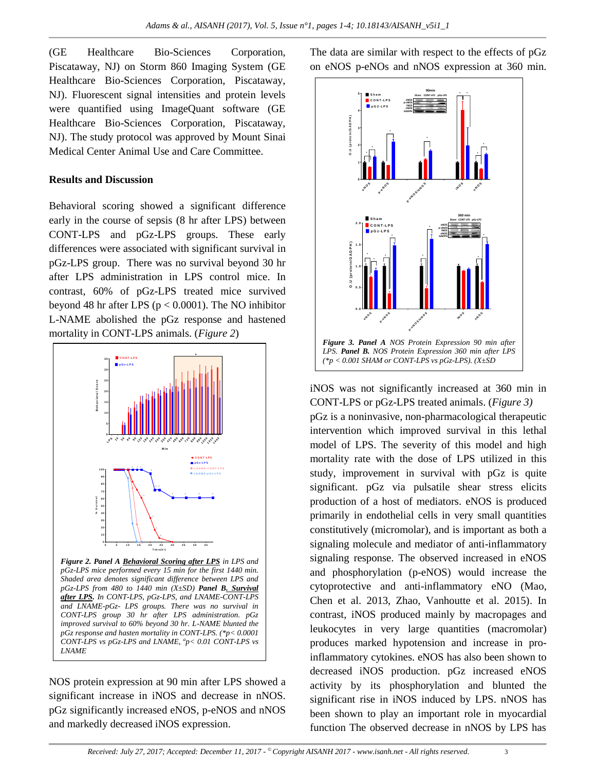(GE Healthcare Bio-Sciences Corporation, Piscataway, NJ) on Storm 860 Imaging System (GE Healthcare Bio-Sciences Corporation, Piscataway, NJ). Fluorescent signal intensities and protein levels were quantified using ImageQuant software (GE Healthcare Bio-Sciences Corporation, Piscataway, NJ). The study protocol was approved by Mount Sinai Medical Center Animal Use and Care Committee.

## Results and Discussion

Behavioral scoring showed a significant difference early in the course of sepsis (8 hr after LPS) between CONT-LPS and pGz-LPS groups. These early differences were associated with significant survival in pGz-LPS group. There was no survival beyond 30 hr after LPS administration in LPS control mice. In contrast, 60% of pGz-LPS treated mice survived beyond 48 hr after LPS ($p < 0.0001$). The NO inhibitor L-NAME abolished the pGz response and hastened mortality in CONT-LPS animals. (*Figure 2*)

***Figure 2. Panel A*** ***<u>Behavioral Scoring after LPS</u>*** *in LPS and pGz-LPS mice performed every 15 min for the first 1440 min. Shaded area denotes significant difference between LPS and pGz-LPS from 480 to 1440 min (X±SD)* ***Panel B. <u>Survival after LPS</u>.*** *In CONT-LPS, pGz-LPS, and LNAME-CONT-LPS and LNAME-pGz- LPS groups. There was no survival in CONT-LPS group 30 hr after LPS administration. pGz improved survival to 60% beyond 30 hr. L-NAME blunted the pGz response and hasten mortality in CONT-LPS. (\*p< 0.0001 CONT-LPS vs pGz-LPS and LNAME, °p< 0.01 CONT-LPS vs LNAME*

NOS protein expression at 90 min after LPS showed a significant increase in iNOS and decrease in nNOS. pGz significantly increased eNOS, p-eNOS and nNOS and markedly decreased iNOS expression.

The data are similar with respect to the effects of pGz on eNOS p-eNOs and nNOS expression at 360 min.

***Figure 3. Panel A*** *NOS Protein Expression 90 min after LPS.* ***Panel B.*** *NOS Protein Expression 360 min after LPS (\*p < 0.001 SHAM or CONT-LPS vs pGz-LPS). (X±SD*

iNOS was not significantly increased at 360 min in CONT-LPS or pGz-LPS treated animals. (*Figure 3)*

pGz is a noninvasive, non-pharmacological therapeutic intervention which improved survival in this lethal model of LPS. The severity of this model and high mortality rate with the dose of LPS utilized in this study, improvement in survival with pGz is quite significant. pGz via pulsatile shear stress elicits production of a host of mediators. eNOS is produced primarily in endothelial cells in very small quantities constitutively (micromolar), and is important as both a signaling molecule and mediator of anti-inflammatory signaling response. The observed increased in eNOS and phosphorylation (p-eNOS) would increase the cytoprotective and anti-inflammatory eNO (Mao, Chen et al. 2013, Zhao, Vanhoutte et al. 2015). In contrast, iNOS produced mainly by macropages and leukocytes in very large quantities (macromolar) produces marked hypotension and increase in pro-inflammatory cytokines. eNOS has also been shown to decreased iNOS production. pGz increased eNOS activity by its phosphorylation and blunted the significant rise in iNOS induced by LPS. nNOS has been shown to play an important role in myocardial function The observed decrease in nNOS by LPS has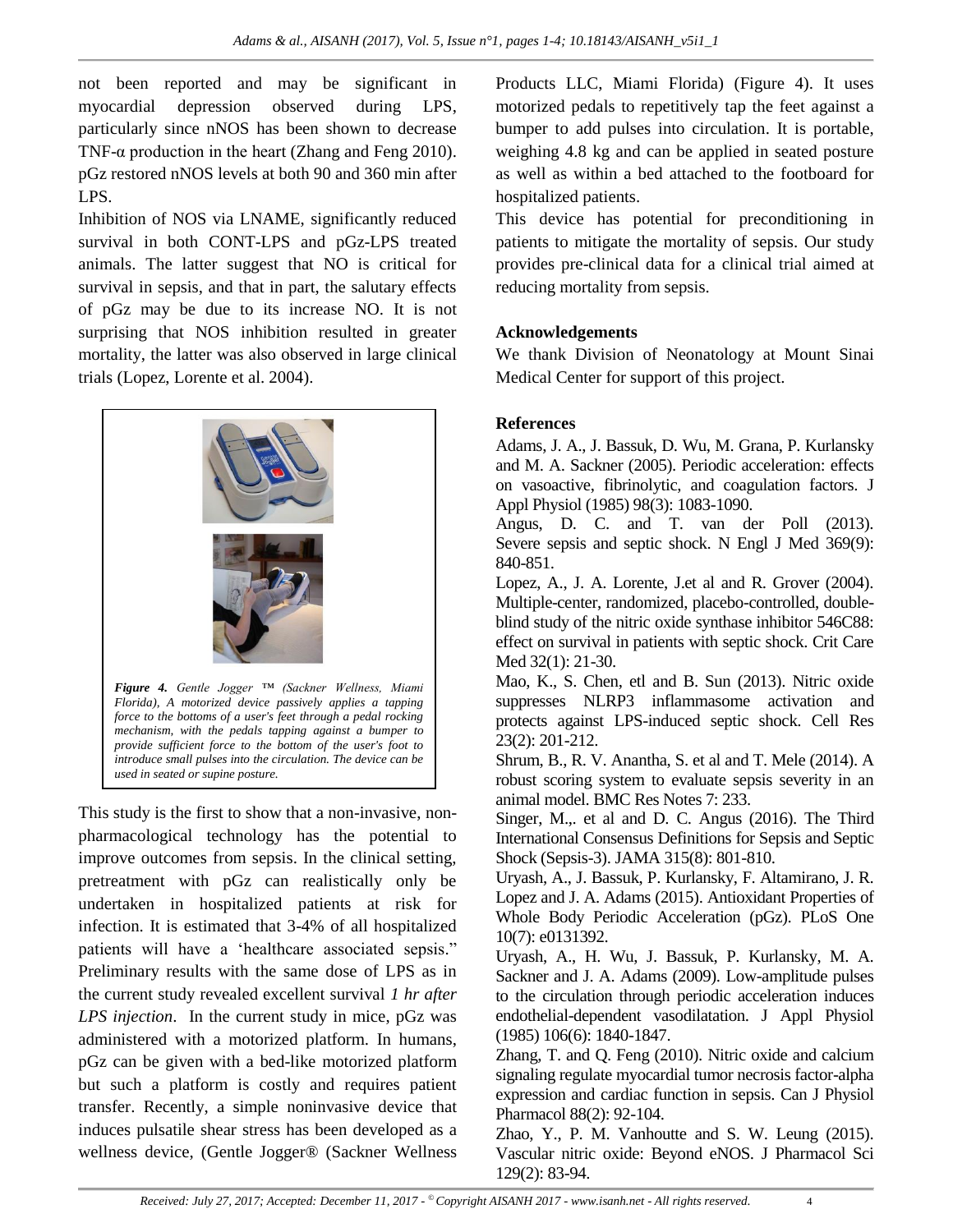not been reported and may be significant in myocardial depression observed during LPS, particularly since nNOS has been shown to decrease TNF-α production in the heart (Zhang and Feng 2010). pGz restored nNOS levels at both 90 and 360 min after LPS.

Inhibition of NOS via LNAME, significantly reduced survival in both CONT-LPS and pGz-LPS treated animals. The latter suggest that NO is critical for survival in sepsis, and that in part, the salutary effects of pGz may be due to its increase NO. It is not surprising that NOS inhibition resulted in greater mortality, the latter was also observed in large clinical trials (Lopez, Lorente et al. 2004).

***Figure 4.*** *Gentle Jogger ™ (Sackner Wellness, Miami Florida), A motorized device passively applies a tapping force to the bottoms of a user's feet through a pedal rocking mechanism, with the pedals tapping against a bumper to provide sufficient force to the bottom of the user's foot to introduce small pulses into the circulation. The device can be used in seated or supine posture.*

This study is the first to show that a non-invasive, non-pharmacological technology has the potential to improve outcomes from sepsis. In the clinical setting, pretreatment with pGz can realistically only be undertaken in hospitalized patients at risk for infection. It is estimated that 3-4% of all hospitalized patients will have a 'healthcare associated sepsis." Preliminary results with the same dose of LPS as in the current study revealed excellent survival *1 hr after LPS injection*. In the current study in mice, pGz was administered with a motorized platform. In humans, pGz can be given with a bed-like motorized platform but such a platform is costly and requires patient transfer. Recently, a simple noninvasive device that induces pulsatile shear stress has been developed as a wellness device, (Gentle Jogger® (Sackner Wellness Products LLC, Miami Florida) (Figure 4). It uses motorized pedals to repetitively tap the feet against a bumper to add pulses into circulation. It is portable, weighing 4.8 kg and can be applied in seated posture as well as within a bed attached to the footboard for hospitalized patients.

This device has potential for preconditioning in patients to mitigate the mortality of sepsis. Our study provides pre-clinical data for a clinical trial aimed at reducing mortality from sepsis.

## Acknowledgements

We thank Division of Neonatology at Mount Sinai Medical Center for support of this project.

## References

Adams, J. A., J. Bassuk, D. Wu, M. Grana, P. Kurlansky and M. A. Sackner (2005). Periodic acceleration: effects on vasoactive, fibrinolytic, and coagulation factors. J Appl Physiol (1985) 98(3): 1083-1090.

Angus, D. C. and T. van der Poll (2013). Severe sepsis and septic shock. N Engl J Med 369(9): 840-851.

Lopez, A., J. A. Lorente, J.et al and R. Grover (2004). Multiple-center, randomized, placebo-controlled, double-blind study of the nitric oxide synthase inhibitor 546C88: effect on survival in patients with septic shock. Crit Care Med 32(1): 21-30.

Mao, K., S. Chen, etl and B. Sun (2013). Nitric oxide suppresses NLRP3 inflammasome activation and protects against LPS-induced septic shock. Cell Res 23(2): 201-212.

Shrum, B., R. V. Anantha, S. et al and T. Mele (2014). A robust scoring system to evaluate sepsis severity in an animal model. BMC Res Notes 7: 233.

Singer, M.,. et al and D. C. Angus (2016). The Third International Consensus Definitions for Sepsis and Septic Shock (Sepsis-3). JAMA 315(8): 801-810.

Uryash, A., J. Bassuk, P. Kurlansky, F. Altamirano, J. R. Lopez and J. A. Adams (2015). Antioxidant Properties of Whole Body Periodic Acceleration (pGz). PLoS One 10(7): e0131392.

Uryash, A., H. Wu, J. Bassuk, P. Kurlansky, M. A. Sackner and J. A. Adams (2009). Low-amplitude pulses to the circulation through periodic acceleration induces endothelial-dependent vasodilatation. J Appl Physiol (1985) 106(6): 1840-1847.

Zhang, T. and Q. Feng (2010). Nitric oxide and calcium signaling regulate myocardial tumor necrosis factor-alpha expression and cardiac function in sepsis. Can J Physiol Pharmacol 88(2): 92-104.

Zhao, Y., P. M. Vanhoutte and S. W. Leung (2015). Vascular nitric oxide: Beyond eNOS. J Pharmacol Sci 129(2): 83-94.